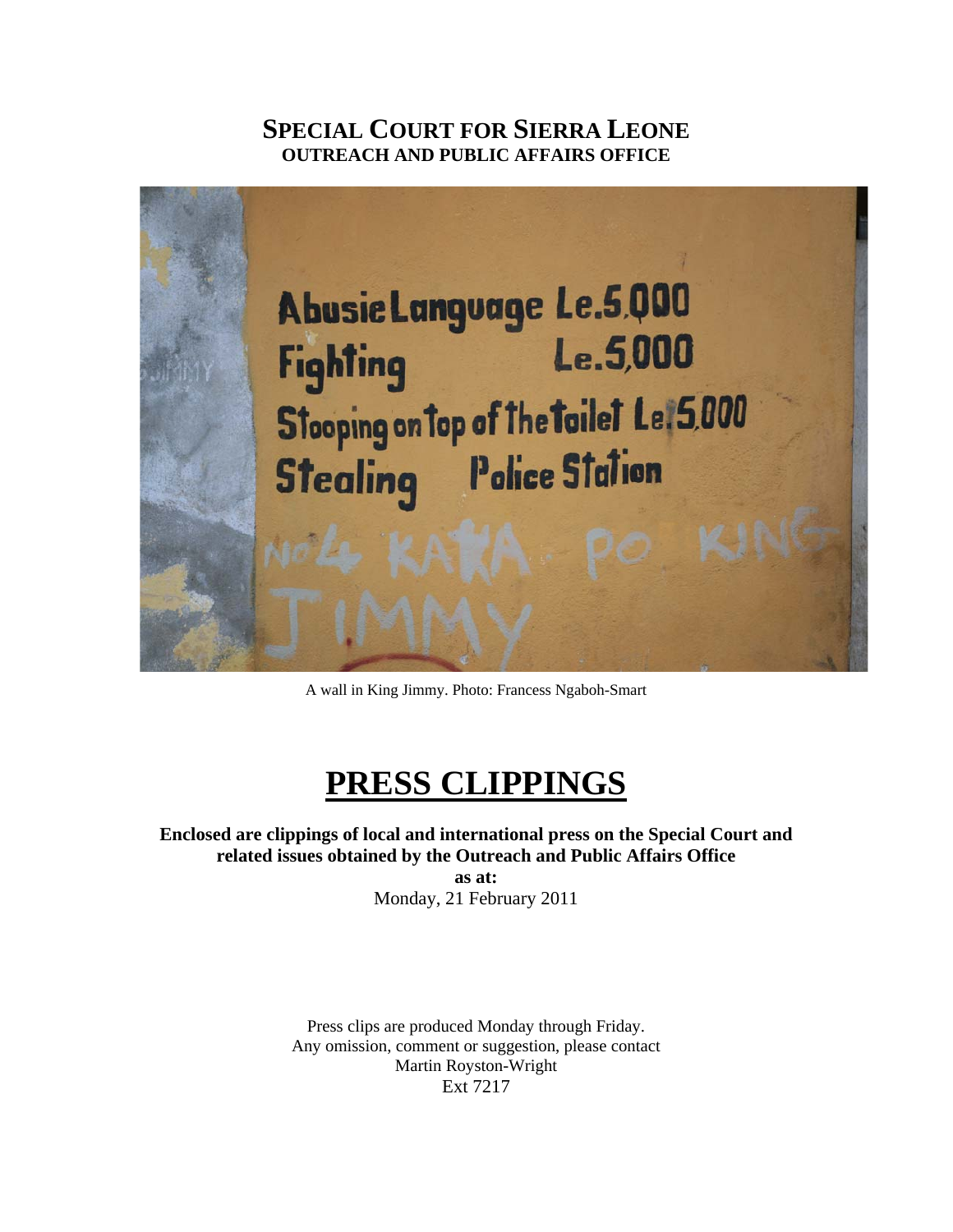# SPECIAL COURT FOR SIERRA LEONE

**OUTREACH AND PUBLIC AFFAIRS OFFICE**

A wall in King Jimmy. Photo: Francess Ngaboh-Smart

# PRESS CLIPPINGS

**Enclosed are clippings of local and international press on the Special Court and related issues obtained by the Outreach and Public Affairs Office**

**as at:**

Monday, 21 February 2011

Press clips are produced Monday through Friday.
Any omission, comment or suggestion, please contact
Martin Royston-Wright
Ext 7217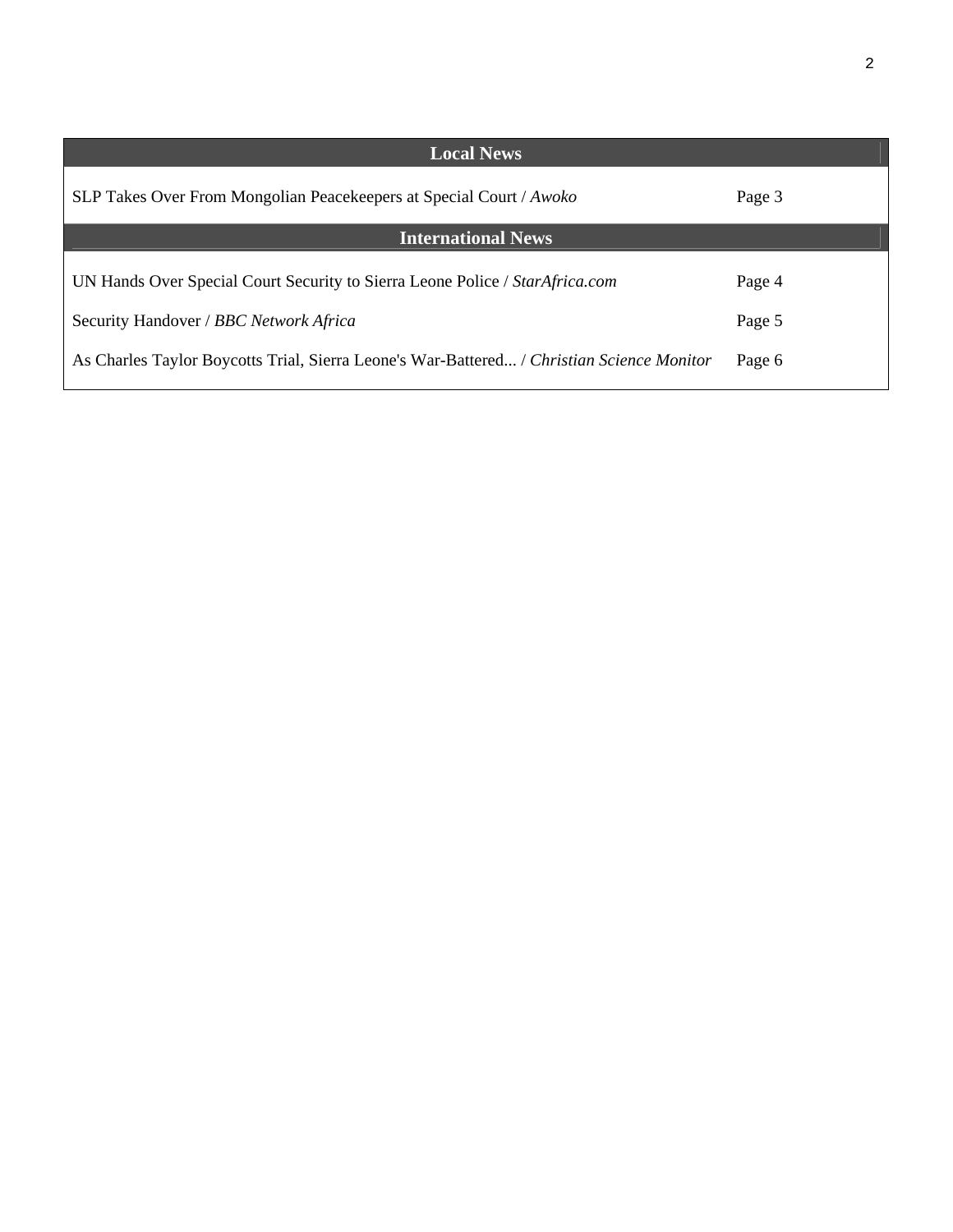## Local News

| | |
|---|---|
| SLP Takes Over From Mongolian Peacekeepers at Special Court / *Awoko* | Page 3 |

## International News

| | |
|---|---|
| UN Hands Over Special Court Security to Sierra Leone Police / *StarAfrica.com* | Page 4 |
| Security Handover / *BBC Network Africa* | Page 5 |
| As Charles Taylor Boycotts Trial, Sierra Leone's War-Battered... / *Christian Science Monitor* | Page 6 |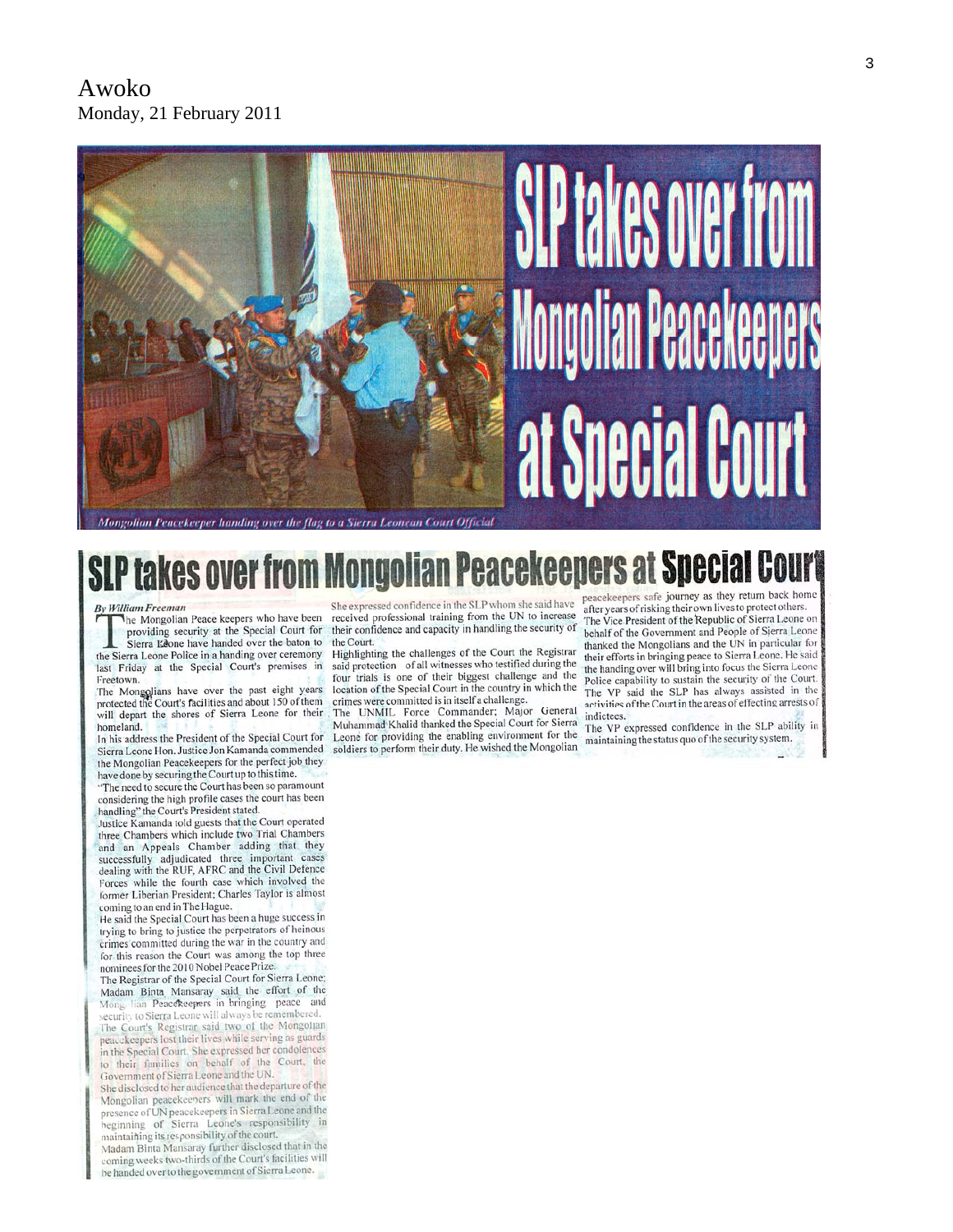Awoko
Monday, 21 February 2011

# SLP takes over from Mongolian Peacekeepers at Special Court

*Mongolian Peacekeeper handing over the flag to a Sierra Leonean Court Official*

## SLP takes over from Mongolian Peacekeepers at Special Court

*By William Freeman*

The Mongolian Peace keepers who have been providing security at the Special Court for Sierra Leone have handed over the baton to the Sierra Leone Police in a handing over ceremony last Friday at the Special Court's premises in Freetown.

The Mongolians have over the past eight years protected the Court's facilities and about 150 of them will depart the shores of Sierra Leone for their homeland.

In his address the President of the Special Court for Sierra Leone Hon. Justice Jon Kamanda commended the Mongolian Peacekeepers for the perfect job they have done by securing the Court up to this time.

"The need to secure the Court has been so paramount considering the high profile cases the court has been handling" the Court's President stated.

Justice Kamanda told guests that the Court operated three Chambers which include two Trial Chambers and an Appeals Chamber adding that they successfully adjudicated three important cases dealing with the RUF, AFRC and the Civil Defence Forces while the fourth case which involved the former Liberian President; Charles Taylor is almost coming to an end in The Hague.

He said the Special Court has been a huge success in trying to bring to justice the perpetrators of heinous crimes committed during the war in the country and for this reason the Court was among the top three nominees for the 2010 Nobel Peace Prize.

The Registrar of the Special Court for Sierra Leone; Madam Binta Mansaray said the effort of the Mongolian Peacekeepers in bringing peace and security to Sierra Leone will always be remembered.

The Court's Registrar said two of the Mongolian peacekeepers lost their lives while serving as guards in the Special Court. She expressed her condolences to their families on behalf of the Court, the Government of Sierra Leone and the UN.

She disclosed to her audience that the departure of the Mongolian peacekeepers will mark the end of the presence of UN peacekeepers in Sierra Leone and the beginning of Sierra Leone's responsibility in maintaining its responsibility of the court.

Madam Binta Mansaray further disclosed that in the coming weeks two-thirds of the Court's facilities will be handed over to the government of Sierra Leone.

She expressed confidence in the SLP whom she said have received professional training from the UN to increase their confidence and capacity in handling the security of the Court.

Highlighting the challenges of the Court the Registrar said protection of all witnesses who testified during the four trials is one of their biggest challenge and the location of the Special Court in the country in which the crimes were committed is in itself a challenge.

The UNMIL Force Commander; Major General Muhammad Khalid thanked the Special Court for Sierra Leone for providing the enabling environment for the soldiers to perform their duty. He wished the Mongolian peacekeepers safe journey as they return back home after years of risking their own lives to protect others.

The Vice President of the Republic of Sierra Leone on behalf of the Government and People of Sierra Leone thanked the Mongolians and the UN in particular for their efforts in bringing peace to Sierra Leone. He said the handing over will bring into focus the Sierra Leone Police capability to sustain the security of the Court. The VP said the SLP has always assisted in the activities of the Court in the areas of effecting arrests of indictees.

The VP expressed confidence in the SLP ability in maintaining the status quo of the security system.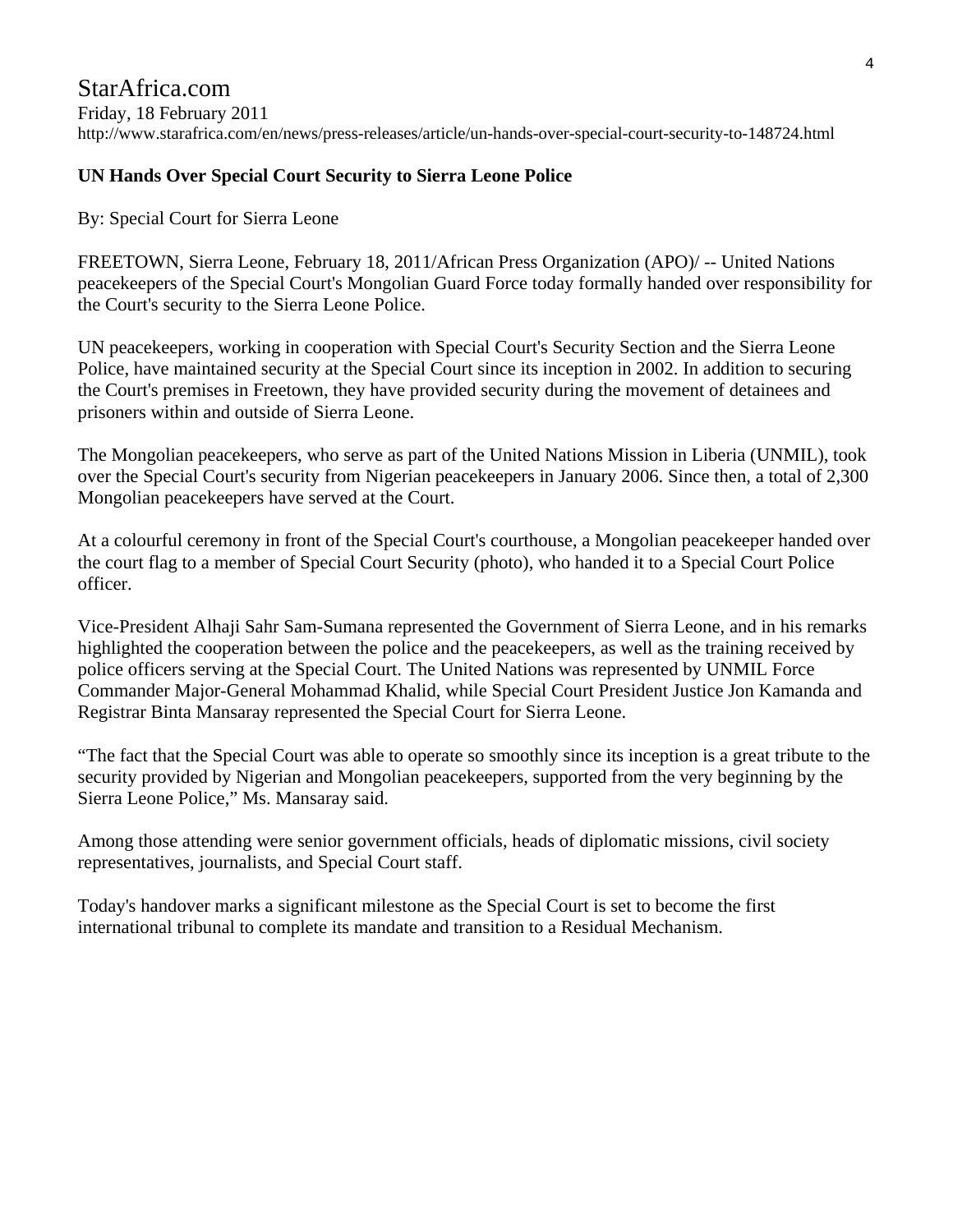StarAfrica.com
Friday, 18 February 2011
http://www.starafrica.com/en/news/press-releases/article/un-hands-over-special-court-security-to-148724.html

**UN Hands Over Special Court Security to Sierra Leone Police**

By: Special Court for Sierra Leone

FREETOWN, Sierra Leone, February 18, 2011/African Press Organization (APO)/ -- United Nations peacekeepers of the Special Court's Mongolian Guard Force today formally handed over responsibility for the Court's security to the Sierra Leone Police.

UN peacekeepers, working in cooperation with Special Court's Security Section and the Sierra Leone Police, have maintained security at the Special Court since its inception in 2002. In addition to securing the Court's premises in Freetown, they have provided security during the movement of detainees and prisoners within and outside of Sierra Leone.

The Mongolian peacekeepers, who serve as part of the United Nations Mission in Liberia (UNMIL), took over the Special Court's security from Nigerian peacekeepers in January 2006. Since then, a total of 2,300 Mongolian peacekeepers have served at the Court.

At a colourful ceremony in front of the Special Court's courthouse, a Mongolian peacekeeper handed over the court flag to a member of Special Court Security (photo), who handed it to a Special Court Police officer.

Vice-President Alhaji Sahr Sam-Sumana represented the Government of Sierra Leone, and in his remarks highlighted the cooperation between the police and the peacekeepers, as well as the training received by police officers serving at the Special Court. The United Nations was represented by UNMIL Force Commander Major-General Mohammad Khalid, while Special Court President Justice Jon Kamanda and Registrar Binta Mansaray represented the Special Court for Sierra Leone.

"The fact that the Special Court was able to operate so smoothly since its inception is a great tribute to the security provided by Nigerian and Mongolian peacekeepers, supported from the very beginning by the Sierra Leone Police," Ms. Mansaray said.

Among those attending were senior government officials, heads of diplomatic missions, civil society representatives, journalists, and Special Court staff.

Today's handover marks a significant milestone as the Special Court is set to become the first international tribunal to complete its mandate and transition to a Residual Mechanism.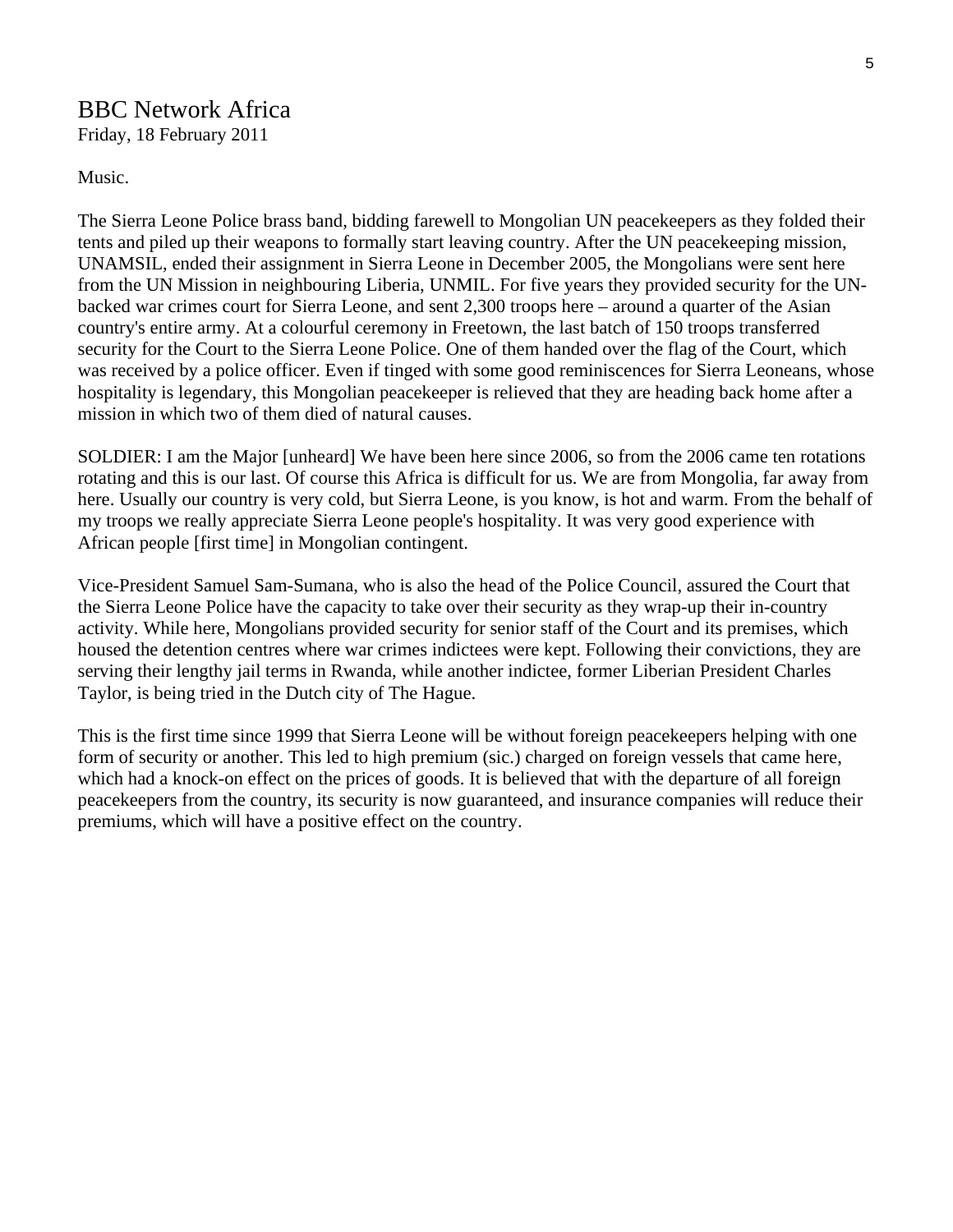# BBC Network Africa

Friday, 18 February 2011

Music.

The Sierra Leone Police brass band, bidding farewell to Mongolian UN peacekeepers as they folded their tents and piled up their weapons to formally start leaving country. After the UN peacekeeping mission, UNAMSIL, ended their assignment in Sierra Leone in December 2005, the Mongolians were sent here from the UN Mission in neighbouring Liberia, UNMIL. For five years they provided security for the UN-backed war crimes court for Sierra Leone, and sent 2,300 troops here – around a quarter of the Asian country's entire army. At a colourful ceremony in Freetown, the last batch of 150 troops transferred security for the Court to the Sierra Leone Police. One of them handed over the flag of the Court, which was received by a police officer. Even if tinged with some good reminiscences for Sierra Leoneans, whose hospitality is legendary, this Mongolian peacekeeper is relieved that they are heading back home after a mission in which two of them died of natural causes.

SOLDIER: I am the Major [unheard] We have been here since 2006, so from the 2006 came ten rotations rotating and this is our last. Of course this Africa is difficult for us. We are from Mongolia, far away from here. Usually our country is very cold, but Sierra Leone, is you know, is hot and warm. From the behalf of my troops we really appreciate Sierra Leone people's hospitality. It was very good experience with African people [first time] in Mongolian contingent.

Vice-President Samuel Sam-Sumana, who is also the head of the Police Council, assured the Court that the Sierra Leone Police have the capacity to take over their security as they wrap-up their in-country activity. While here, Mongolians provided security for senior staff of the Court and its premises, which housed the detention centres where war crimes indictees were kept. Following their convictions, they are serving their lengthy jail terms in Rwanda, while another indictee, former Liberian President Charles Taylor, is being tried in the Dutch city of The Hague.

This is the first time since 1999 that Sierra Leone will be without foreign peacekeepers helping with one form of security or another. This led to high premium (sic.) charged on foreign vessels that came here, which had a knock-on effect on the prices of goods. It is believed that with the departure of all foreign peacekeepers from the country, its security is now guaranteed, and insurance companies will reduce their premiums, which will have a positive effect on the country.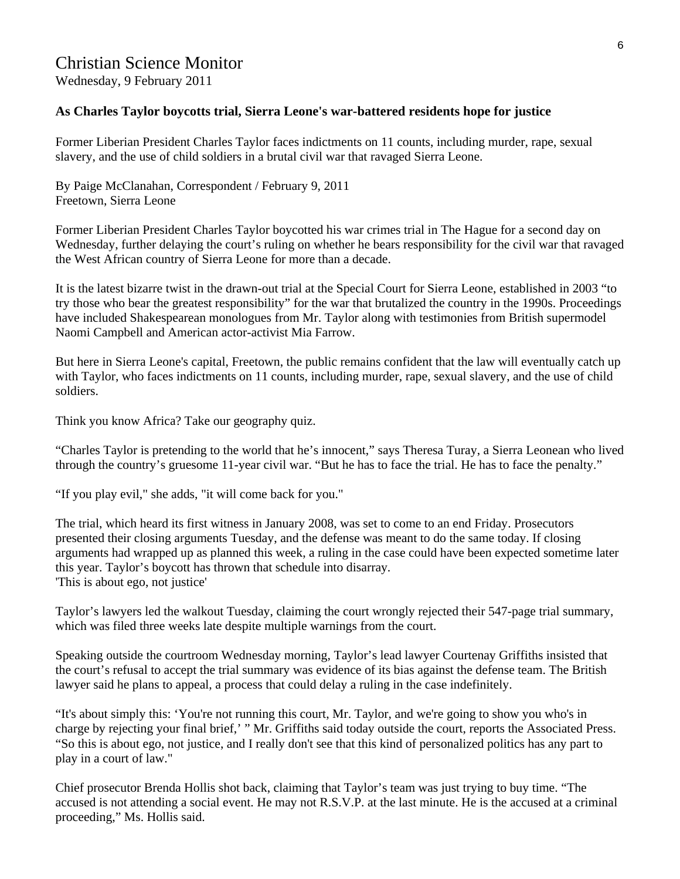# Christian Science Monitor

Wednesday, 9 February 2011

**As Charles Taylor boycotts trial, Sierra Leone's war-battered residents hope for justice**

Former Liberian President Charles Taylor faces indictments on 11 counts, including murder, rape, sexual slavery, and the use of child soldiers in a brutal civil war that ravaged Sierra Leone.

By Paige McClanahan, Correspondent / February 9, 2011
Freetown, Sierra Leone

Former Liberian President Charles Taylor boycotted his war crimes trial in The Hague for a second day on Wednesday, further delaying the court's ruling on whether he bears responsibility for the civil war that ravaged the West African country of Sierra Leone for more than a decade.

It is the latest bizarre twist in the drawn-out trial at the Special Court for Sierra Leone, established in 2003 "to try those who bear the greatest responsibility" for the war that brutalized the country in the 1990s. Proceedings have included Shakespearean monologues from Mr. Taylor along with testimonies from British supermodel Naomi Campbell and American actor-activist Mia Farrow.

But here in Sierra Leone's capital, Freetown, the public remains confident that the law will eventually catch up with Taylor, who faces indictments on 11 counts, including murder, rape, sexual slavery, and the use of child soldiers.

Think you know Africa? Take our geography quiz.

"Charles Taylor is pretending to the world that he's innocent," says Theresa Turay, a Sierra Leonean who lived through the country's gruesome 11-year civil war. "But he has to face the trial. He has to face the penalty."

"If you play evil," she adds, "it will come back for you."

The trial, which heard its first witness in January 2008, was set to come to an end Friday. Prosecutors presented their closing arguments Tuesday, and the defense was meant to do the same today. If closing arguments had wrapped up as planned this week, a ruling in the case could have been expected sometime later this year. Taylor's boycott has thrown that schedule into disarray.

'This is about ego, not justice'

Taylor's lawyers led the walkout Tuesday, claiming the court wrongly rejected their 547-page trial summary, which was filed three weeks late despite multiple warnings from the court.

Speaking outside the courtroom Wednesday morning, Taylor's lead lawyer Courtenay Griffiths insisted that the court's refusal to accept the trial summary was evidence of its bias against the defense team. The British lawyer said he plans to appeal, a process that could delay a ruling in the case indefinitely.

"It's about simply this: 'You're not running this court, Mr. Taylor, and we're going to show you who's in charge by rejecting your final brief,' " Mr. Griffiths said today outside the court, reports the Associated Press. "So this is about ego, not justice, and I really don't see that this kind of personalized politics has any part to play in a court of law."

Chief prosecutor Brenda Hollis shot back, claiming that Taylor's team was just trying to buy time. "The accused is not attending a social event. He may not R.S.V.P. at the last minute. He is the accused at a criminal proceeding," Ms. Hollis said.